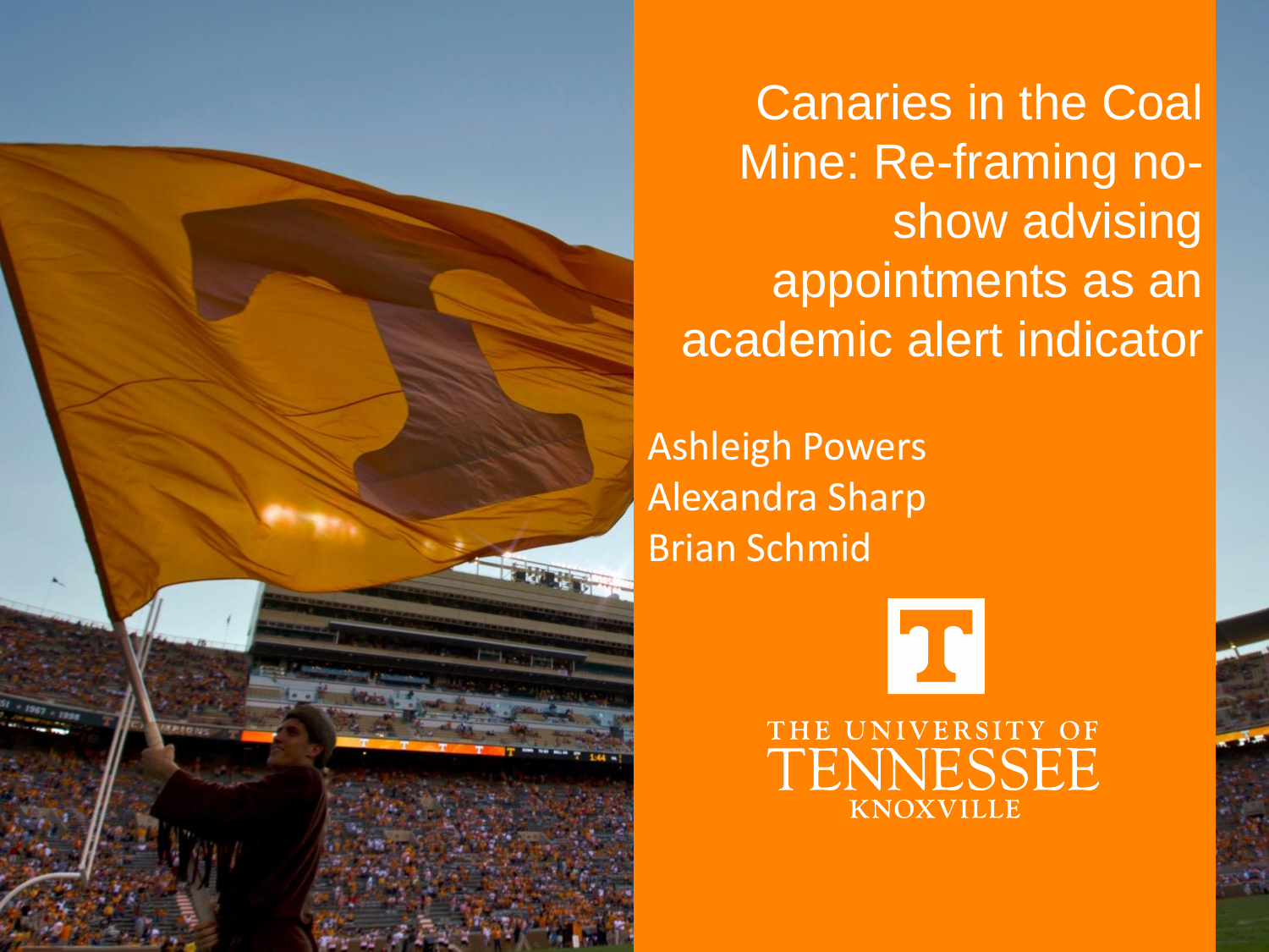# Canaries in the Coal Mine: Re-framing no-show advising appointments as an academic alert indicator

Ashleigh Powers
Alexandra Sharp
Brian Schmid

THE UNIVERSITY OF TENNESSEE KNOXVILLE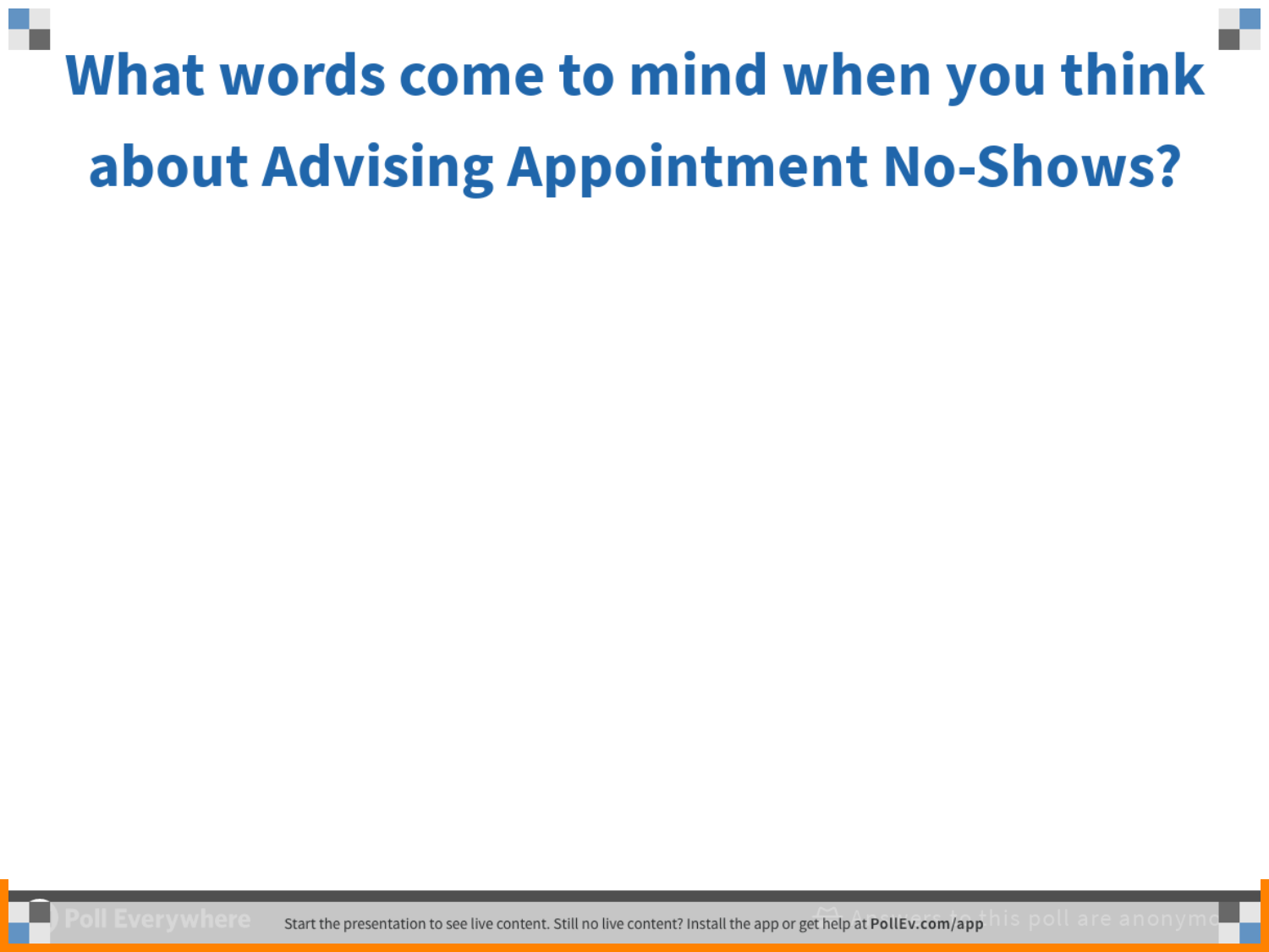# What words come to mind when you think about Advising Appointment No-Shows?

Poll Everywhere

Start the presentation to see live content. Still no live content? Install the app or get help at PollEv.com/app

Answers to this poll are anonymous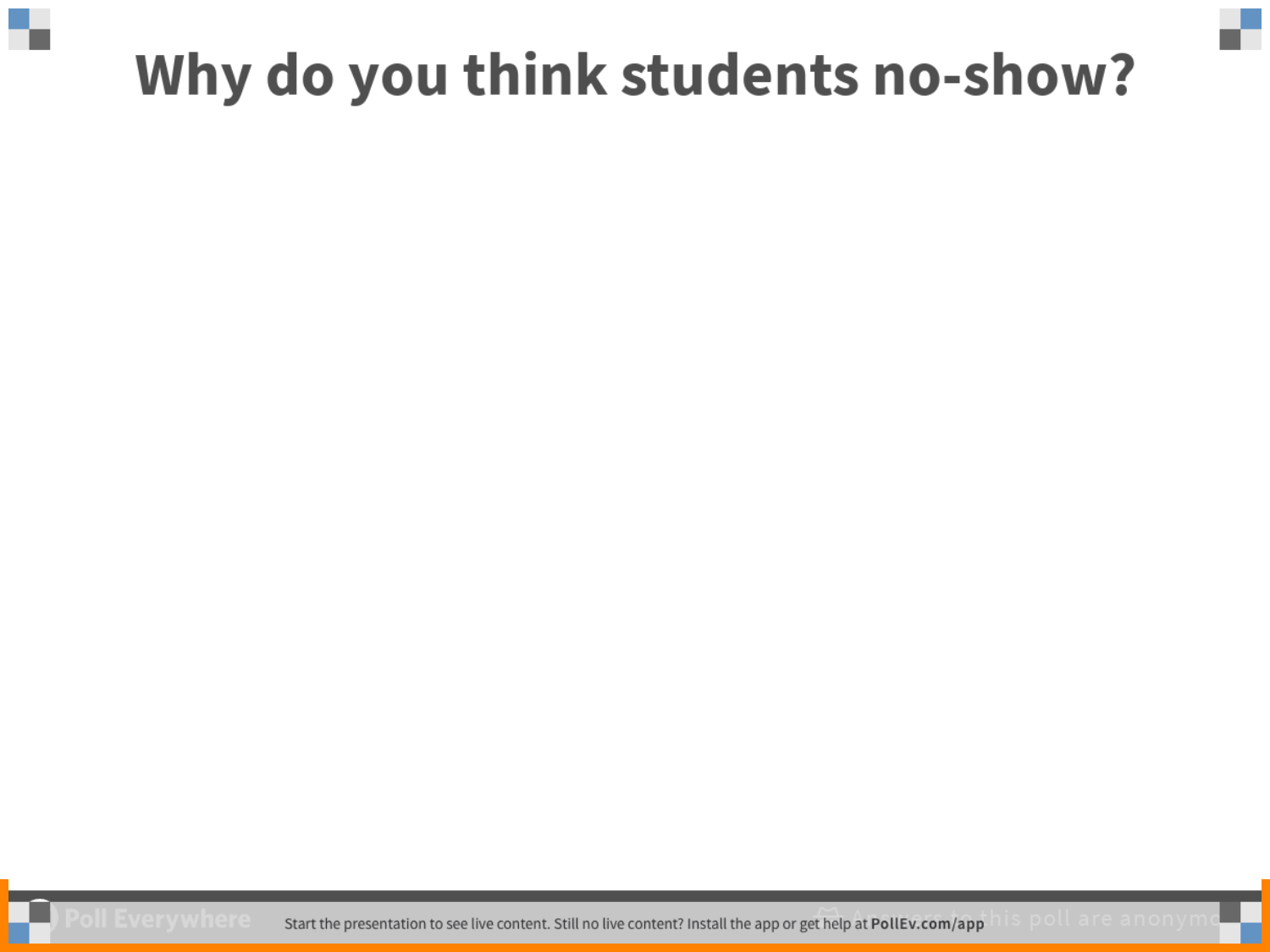# Why do you think students no-show?

Start the presentation to see live content. Still no live content? Install the app or get help at **PollEv.com/app**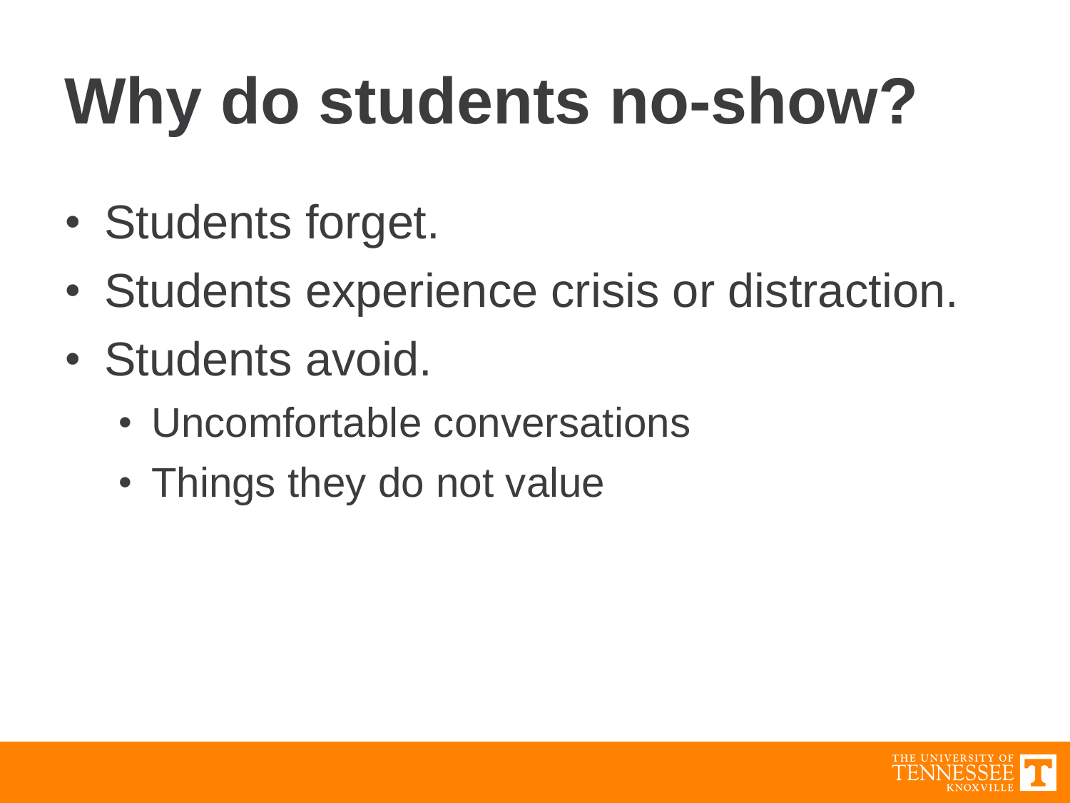# Why do students no-show?

- Students forget.
- Students experience crisis or distraction.
- Students avoid.
  - Uncomfortable conversations
  - Things they do not value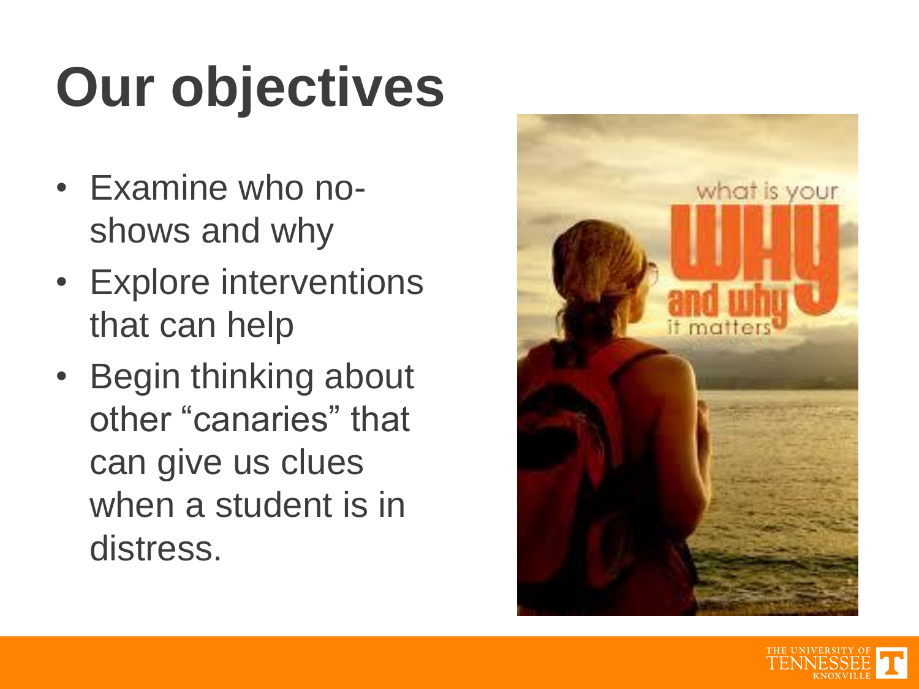# Our objectives

- Examine who no-shows and why
- Explore interventions that can help
- Begin thinking about other "canaries" that can give us clues when a student is in distress.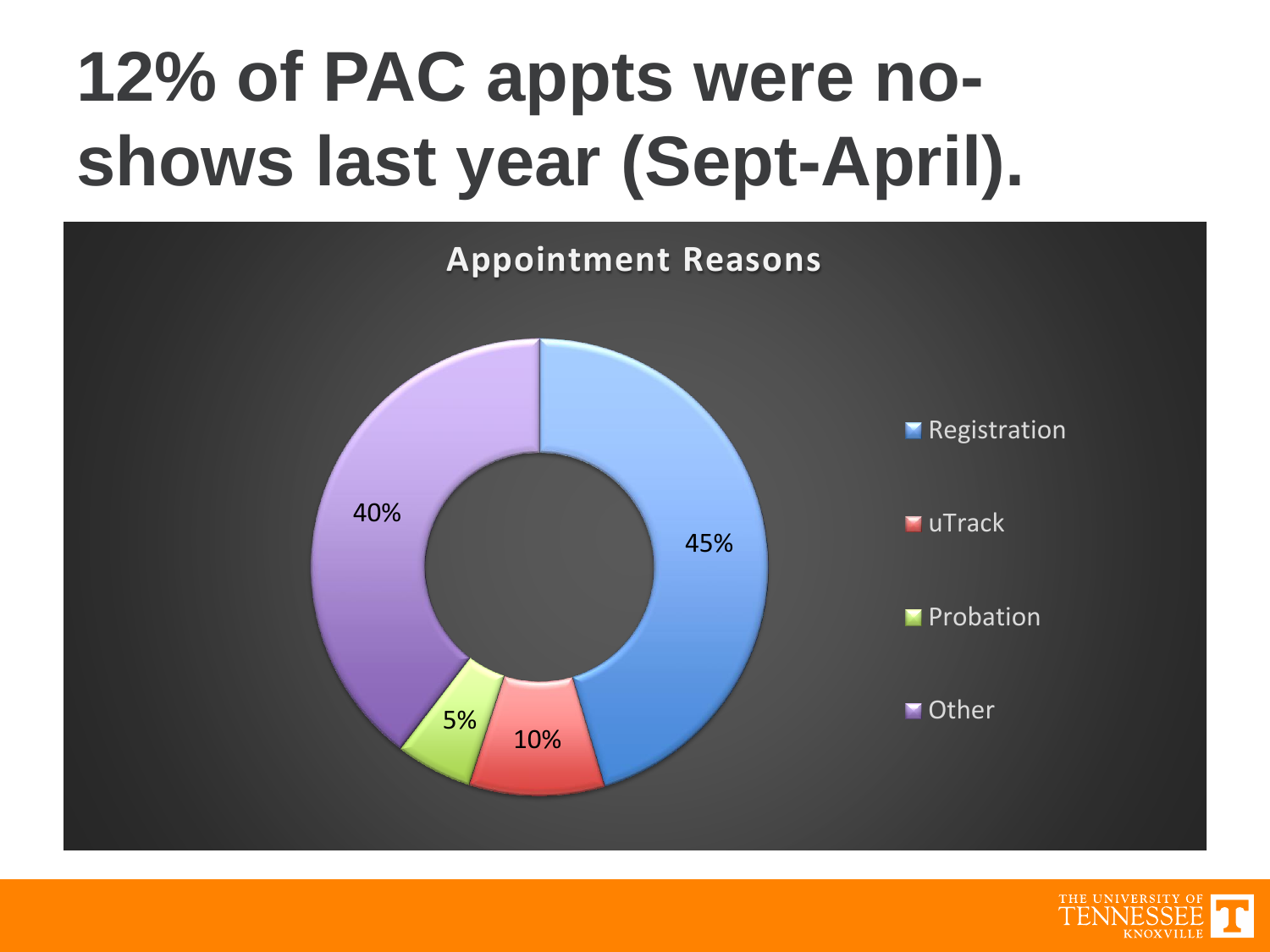# 12% of PAC appts were no-shows last year (Sept-April).

**Appointment Reasons**

| Reason | Percentage |
| --- | --- |
| Registration | 45% |
| uTrack | 10% |
| Probation | 5% |
| Other | 40% |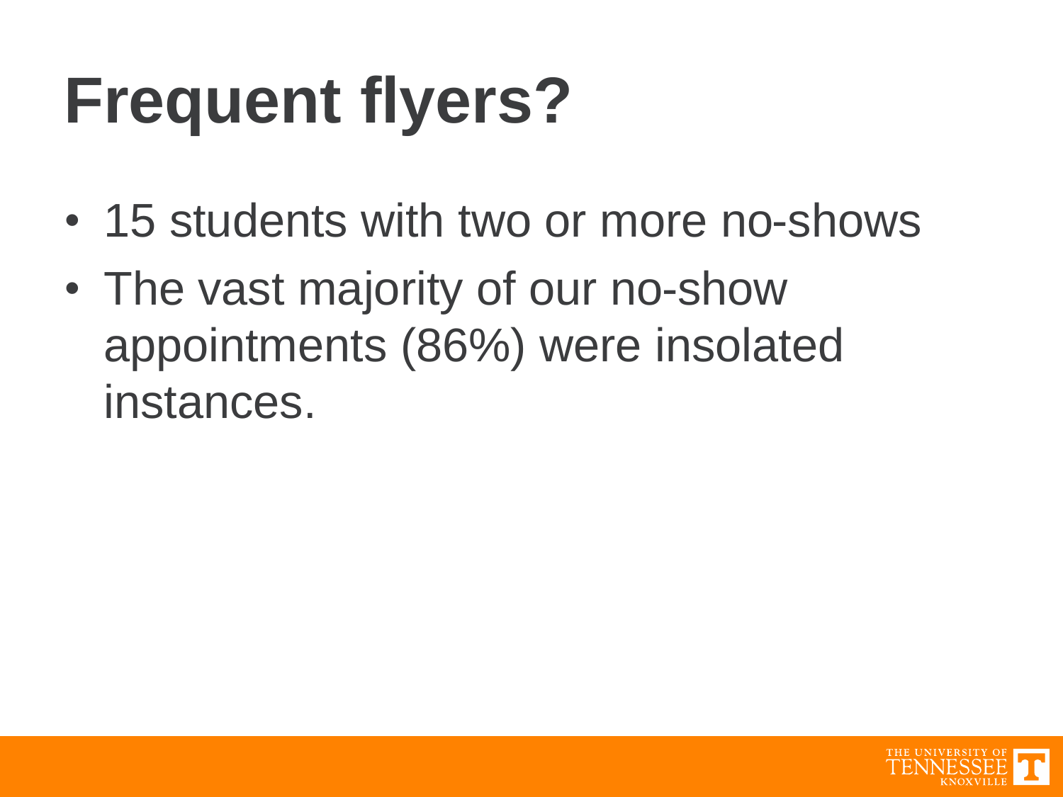# Frequent flyers?

- 15 students with two or more no-shows
- The vast majority of our no-show appointments (86%) were insolated instances.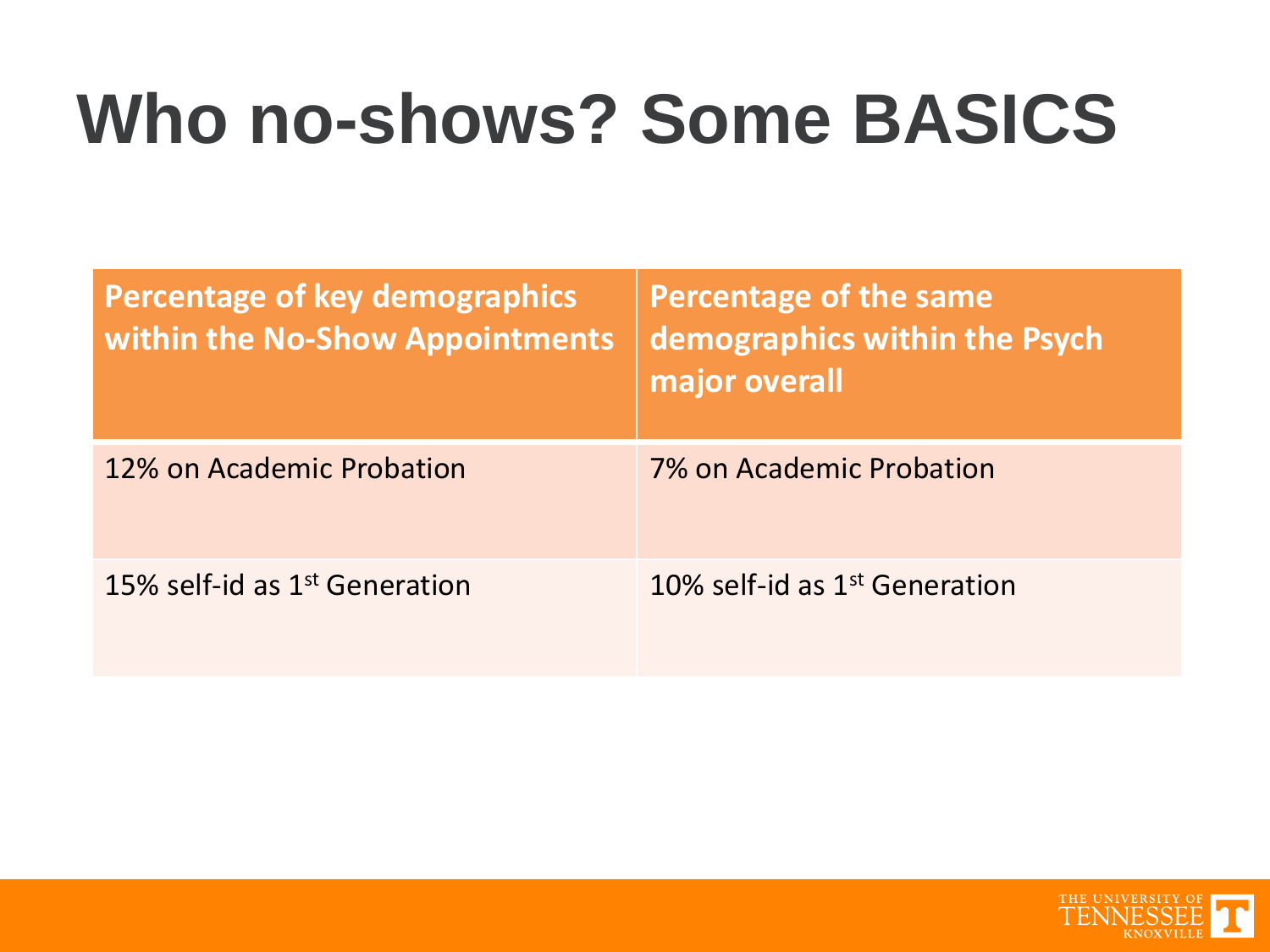# Who no-shows? Some BASICS

| Percentage of key demographics within the No-Show Appointments | Percentage of the same demographics within the Psych major overall |
|---|---|
| 12% on Academic Probation | 7% on Academic Probation |
| 15% self-id as 1st Generation | 10% self-id as 1st Generation |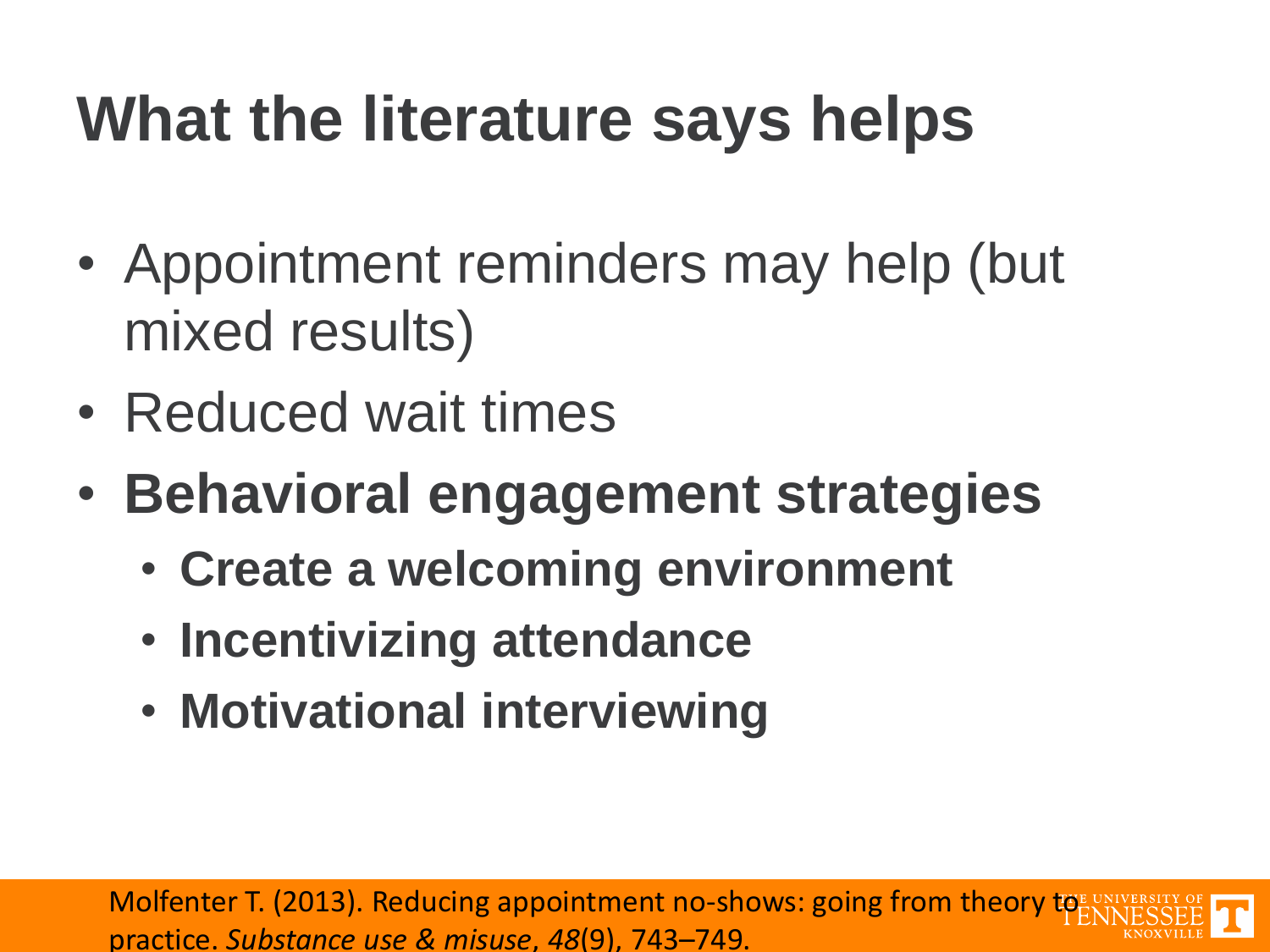# What the literature says helps

- Appointment reminders may help (but mixed results)
- Reduced wait times
- **Behavioral engagement strategies**
  - **Create a welcoming environment**
  - **Incentivizing attendance**
  - **Motivational interviewing**

Molfenter T. (2013). Reducing appointment no-shows: going from theory to practice. *Substance use & misuse*, *48*(9), 743–749.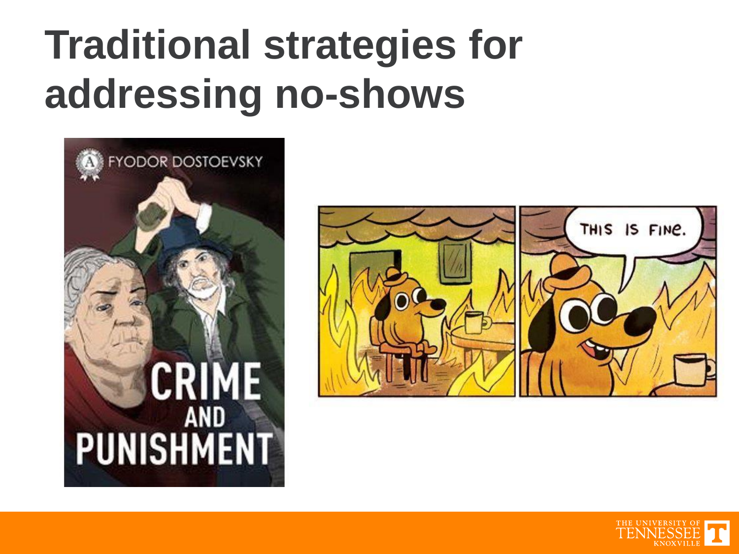# Traditional strategies for addressing no-shows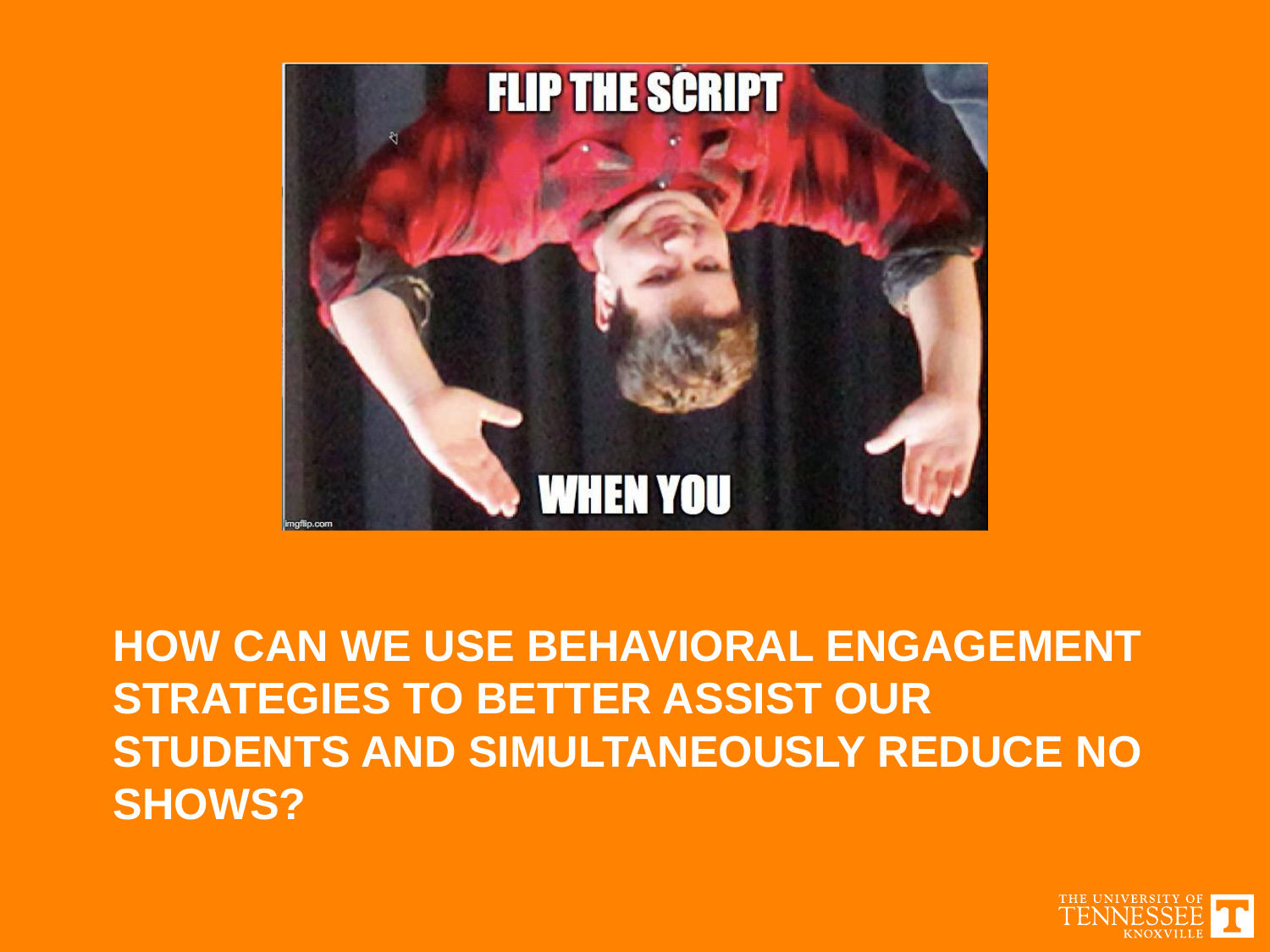FLIP THE SCRIPT

WHEN YOU

**HOW CAN WE USE BEHAVIORAL ENGAGEMENT STRATEGIES TO BETTER ASSIST OUR STUDENTS AND SIMULTANEOUSLY REDUCE NO SHOWS?**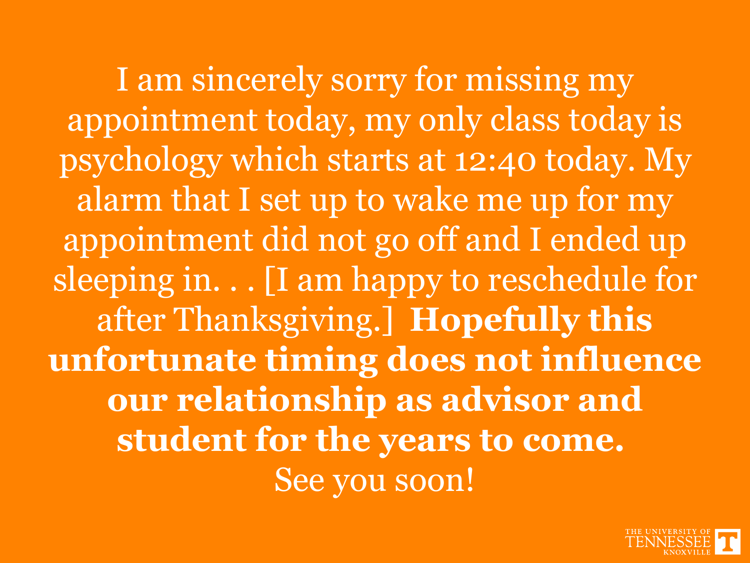I am sincerely sorry for missing my appointment today, my only class today is psychology which starts at 12:40 today. My alarm that I set up to wake me up for my appointment did not go off and I ended up sleeping in. . . [I am happy to reschedule for after Thanksgiving.] **Hopefully this unfortunate timing does not influence our relationship as advisor and student for the years to come.** See you soon!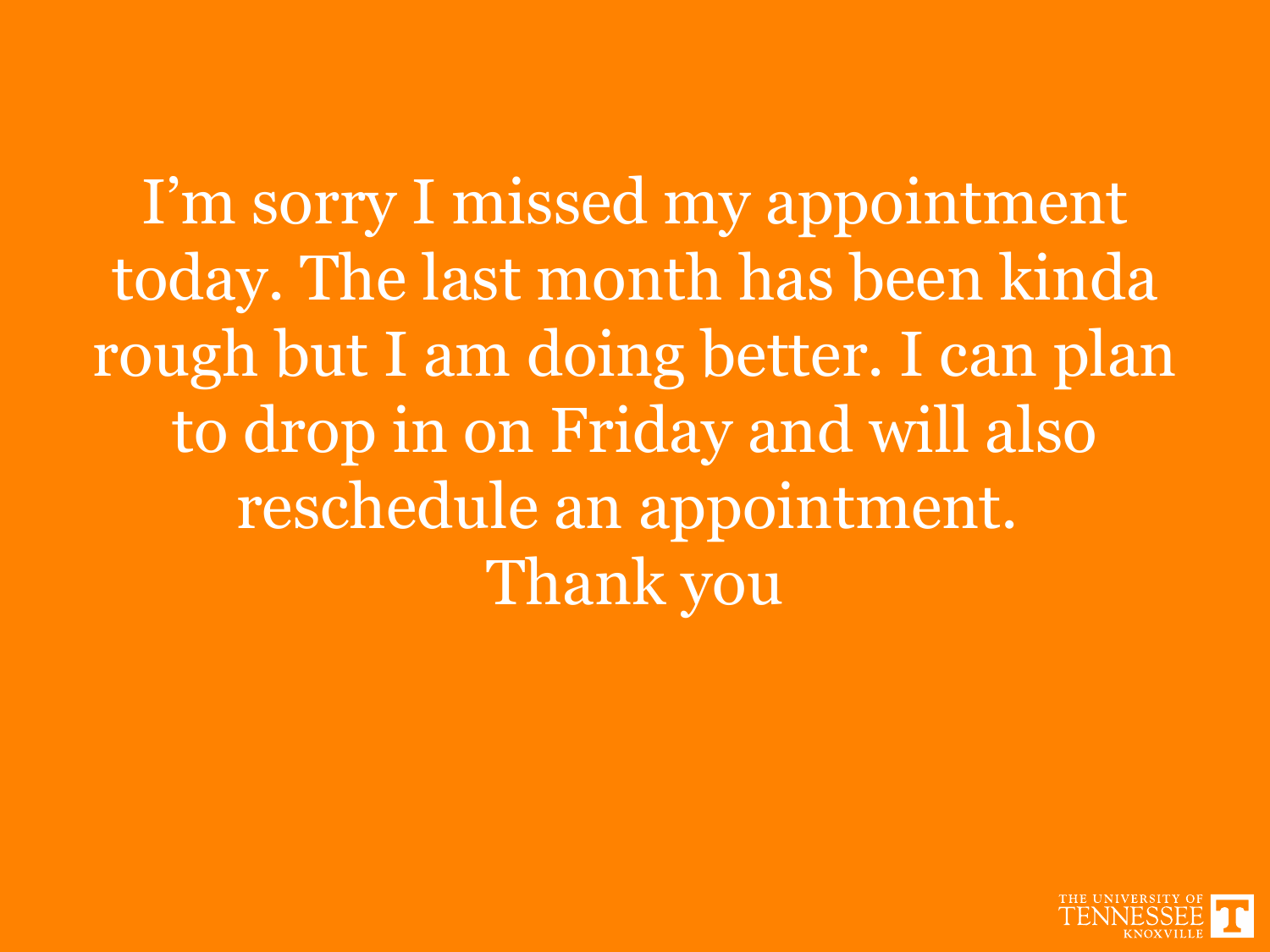I'm sorry I missed my appointment today. The last month has been kinda rough but I am doing better. I can plan to drop in on Friday and will also reschedule an appointment.

Thank you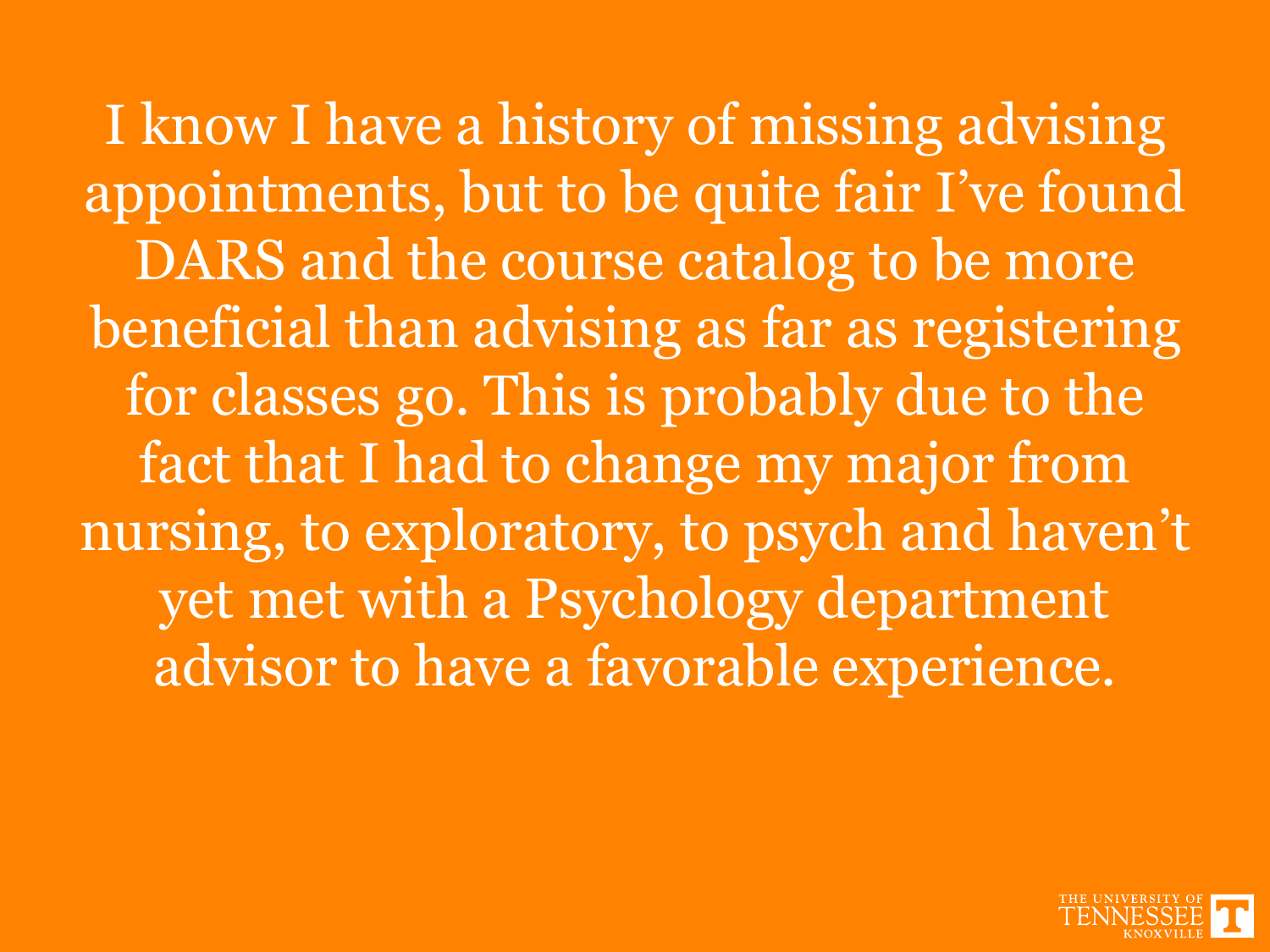I know I have a history of missing advising appointments, but to be quite fair I've found DARS and the course catalog to be more beneficial than advising as far as registering for classes go. This is probably due to the fact that I had to change my major from nursing, to exploratory, to psych and haven't yet met with a Psychology department advisor to have a favorable experience.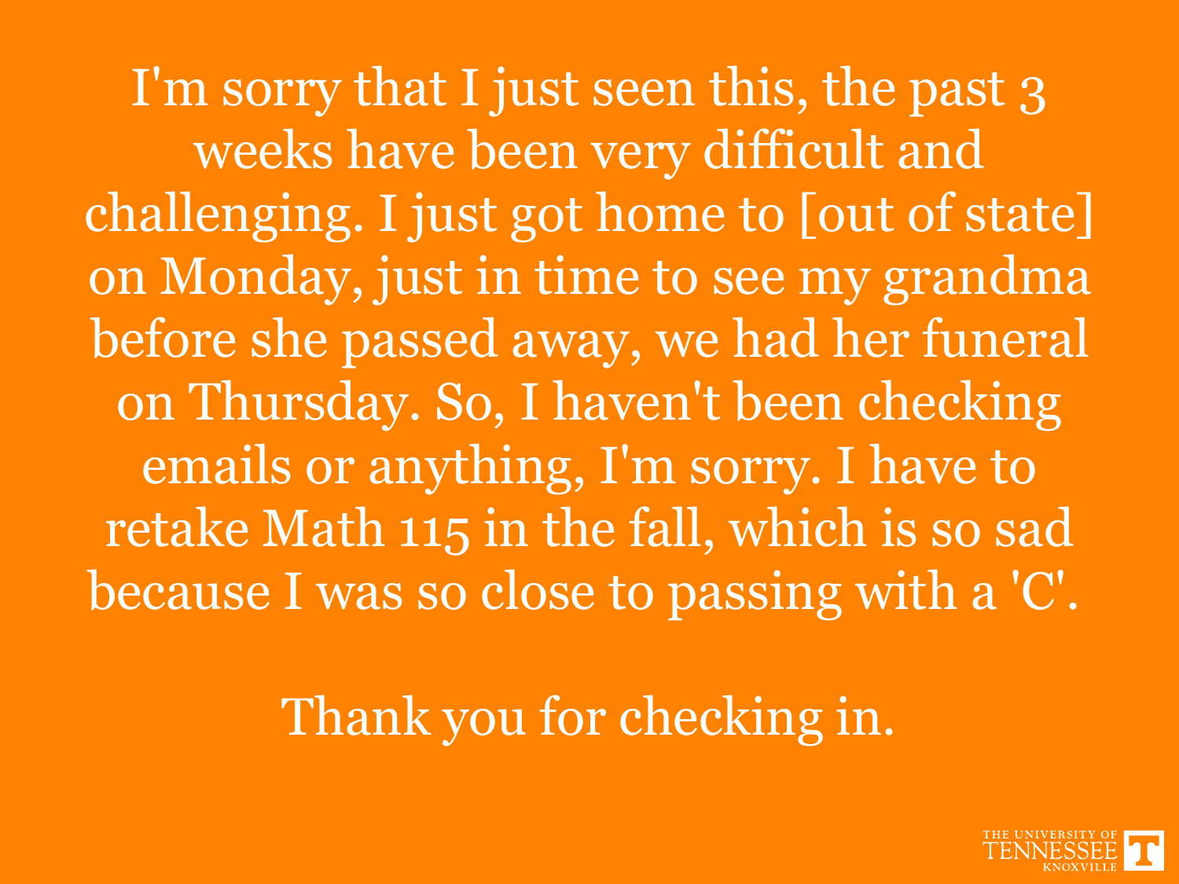I'm sorry that I just seen this, the past 3 weeks have been very difficult and challenging. I just got home to [out of state] on Monday, just in time to see my grandma before she passed away, we had her funeral on Thursday. So, I haven't been checking emails or anything, I'm sorry. I have to retake Math 115 in the fall, which is so sad because I was so close to passing with a 'C'.

Thank you for checking in.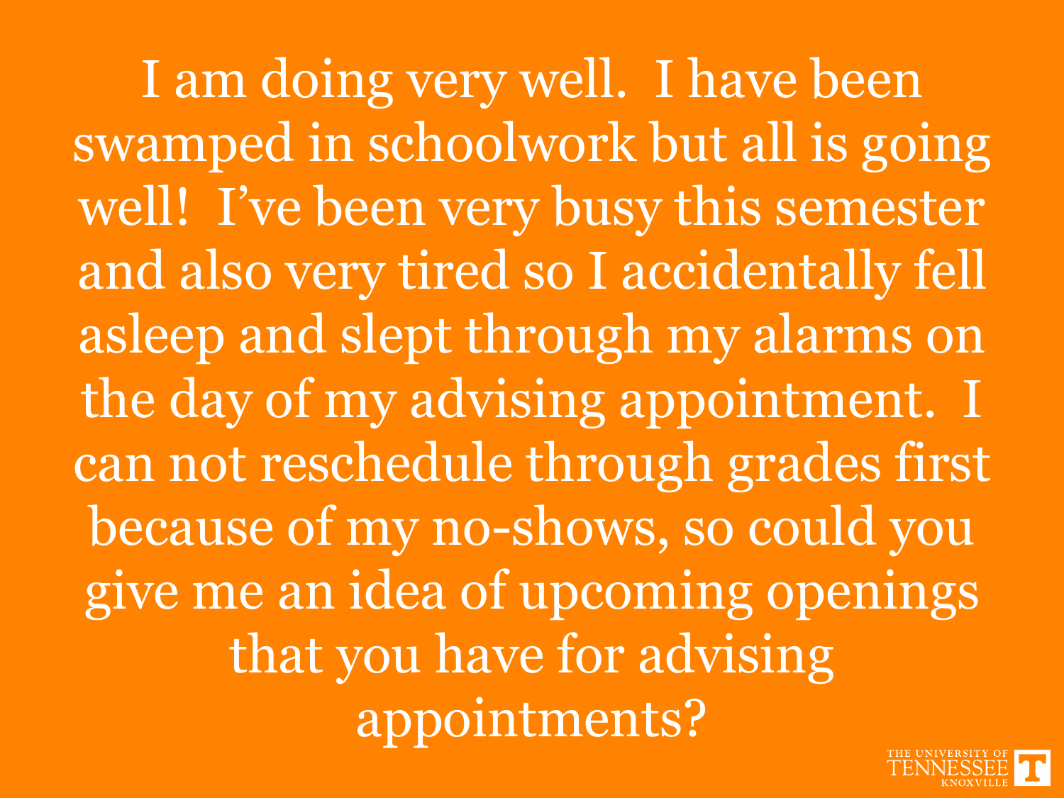I am doing very well. I have been swamped in schoolwork but all is going well! I've been very busy this semester and also very tired so I accidentally fell asleep and slept through my alarms on the day of my advising appointment. I can not reschedule through grades first because of my no-shows, so could you give me an idea of upcoming openings that you have for advising appointments?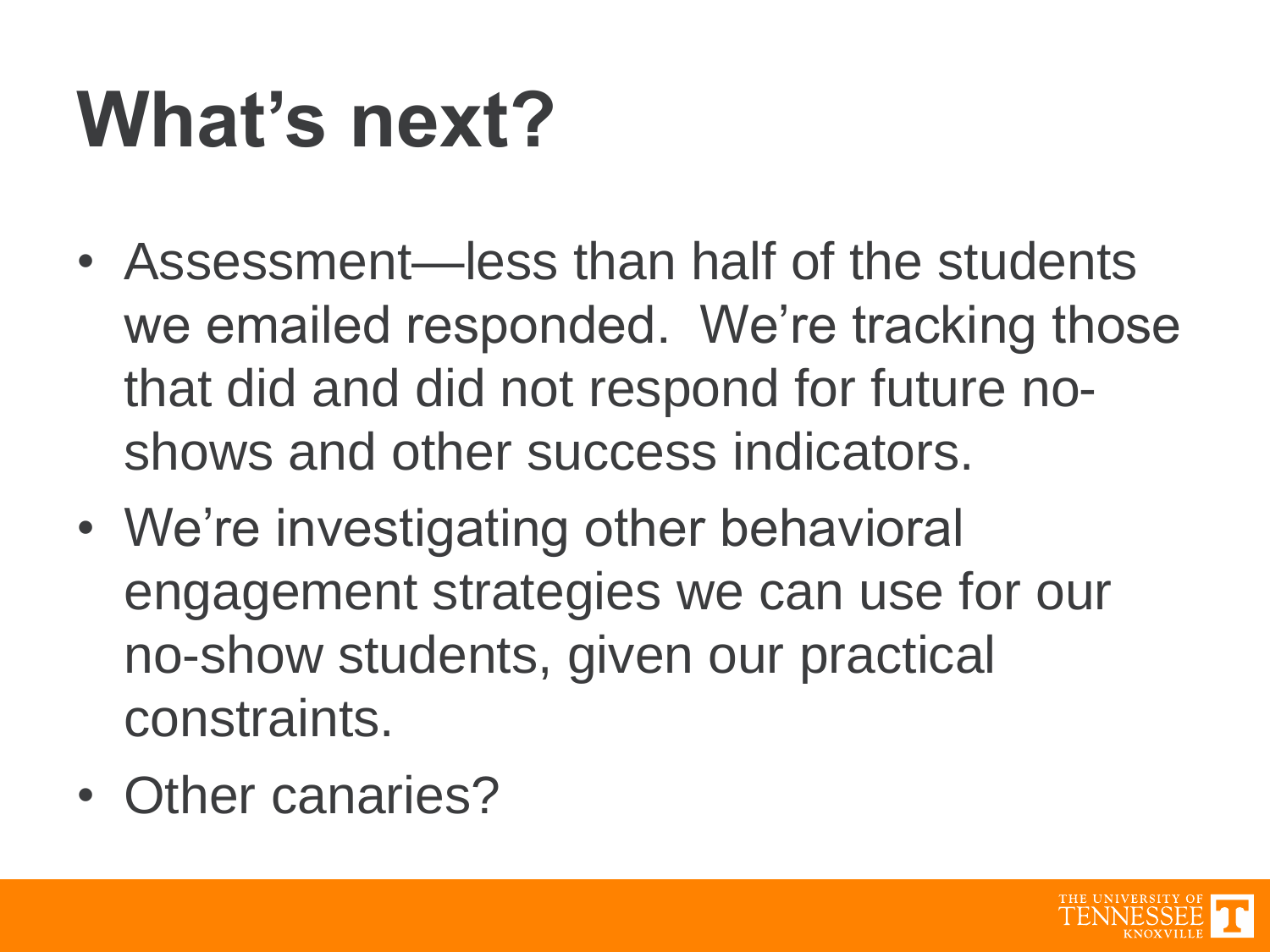# What's next?

- Assessment—less than half of the students we emailed responded. We're tracking those that did and did not respond for future no-shows and other success indicators.
- We're investigating other behavioral engagement strategies we can use for our no-show students, given our practical constraints.
- Other canaries?